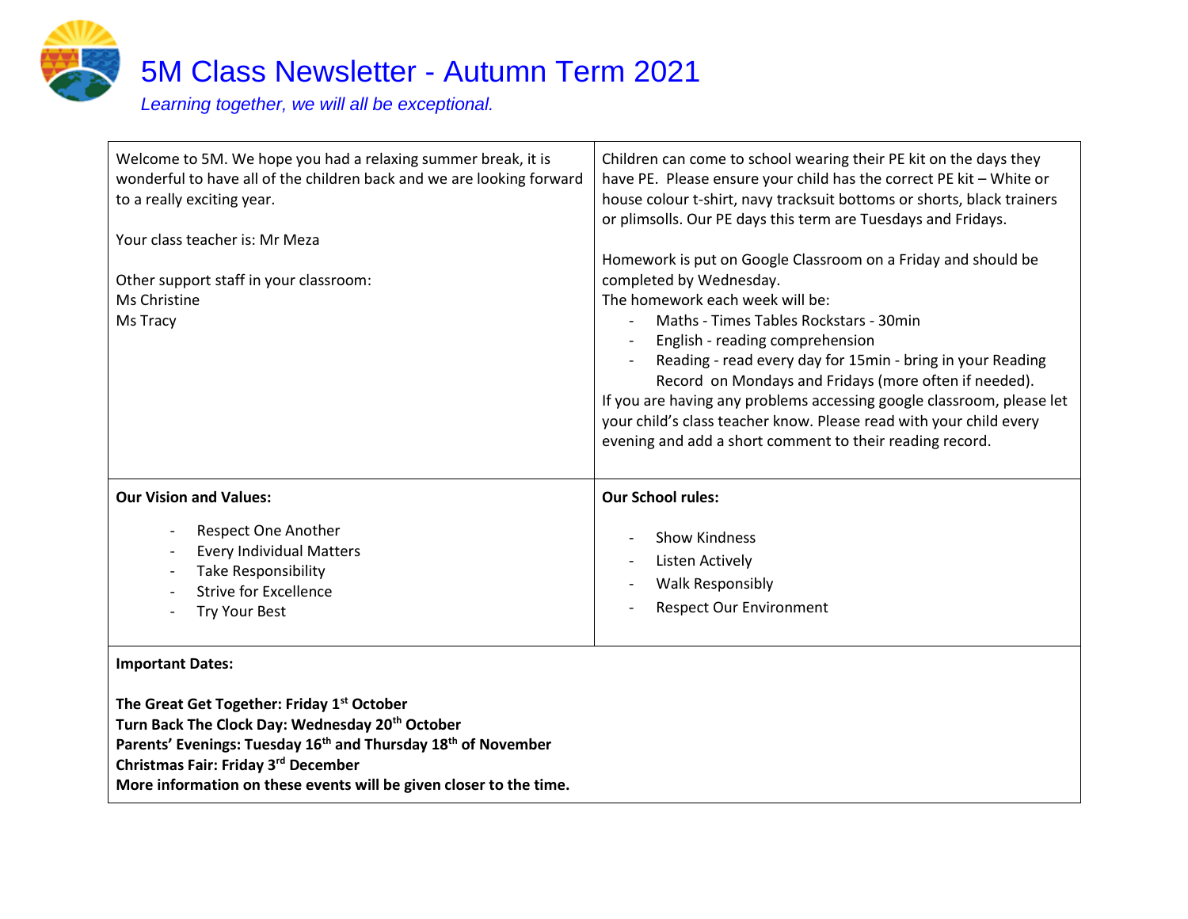# 5M Class Newsletter - Autumn Term 2021

*Learning together, we will all be exceptional.*

Welcome to 5M. We hope you had a relaxing summer break, it is wonderful to have all of the children back and we are looking forward to a really exciting year.

Your class teacher is: Mr Meza

Other support staff in your classroom:
Ms Christine
Ms Tracy

Children can come to school wearing their PE kit on the days they have PE. Please ensure your child has the correct PE kit – White or house colour t-shirt, navy tracksuit bottoms or shorts, black trainers or plimsolls. Our PE days this term are Tuesdays and Fridays.

Homework is put on Google Classroom on a Friday and should be completed by Wednesday.
The homework each week will be:

- Maths - Times Tables Rockstars - 30min
- English - reading comprehension
- Reading - read every day for 15min - bring in your Reading Record on Mondays and Fridays (more often if needed).

If you are having any problems accessing google classroom, please let your child's class teacher know. Please read with your child every evening and add a short comment to their reading record.

**Our Vision and Values:**

- Respect One Another
- Every Individual Matters
- Take Responsibility
- Strive for Excellence
- Try Your Best

**Our School rules:**

- Show Kindness
- Listen Actively
- Walk Responsibly
- Respect Our Environment

**Important Dates:**

**The Great Get Together: Friday 1st October**
**Turn Back The Clock Day: Wednesday 20th October**
**Parents' Evenings: Tuesday 16th and Thursday 18th of November**
**Christmas Fair: Friday 3rd December**
**More information on these events will be given closer to the time.**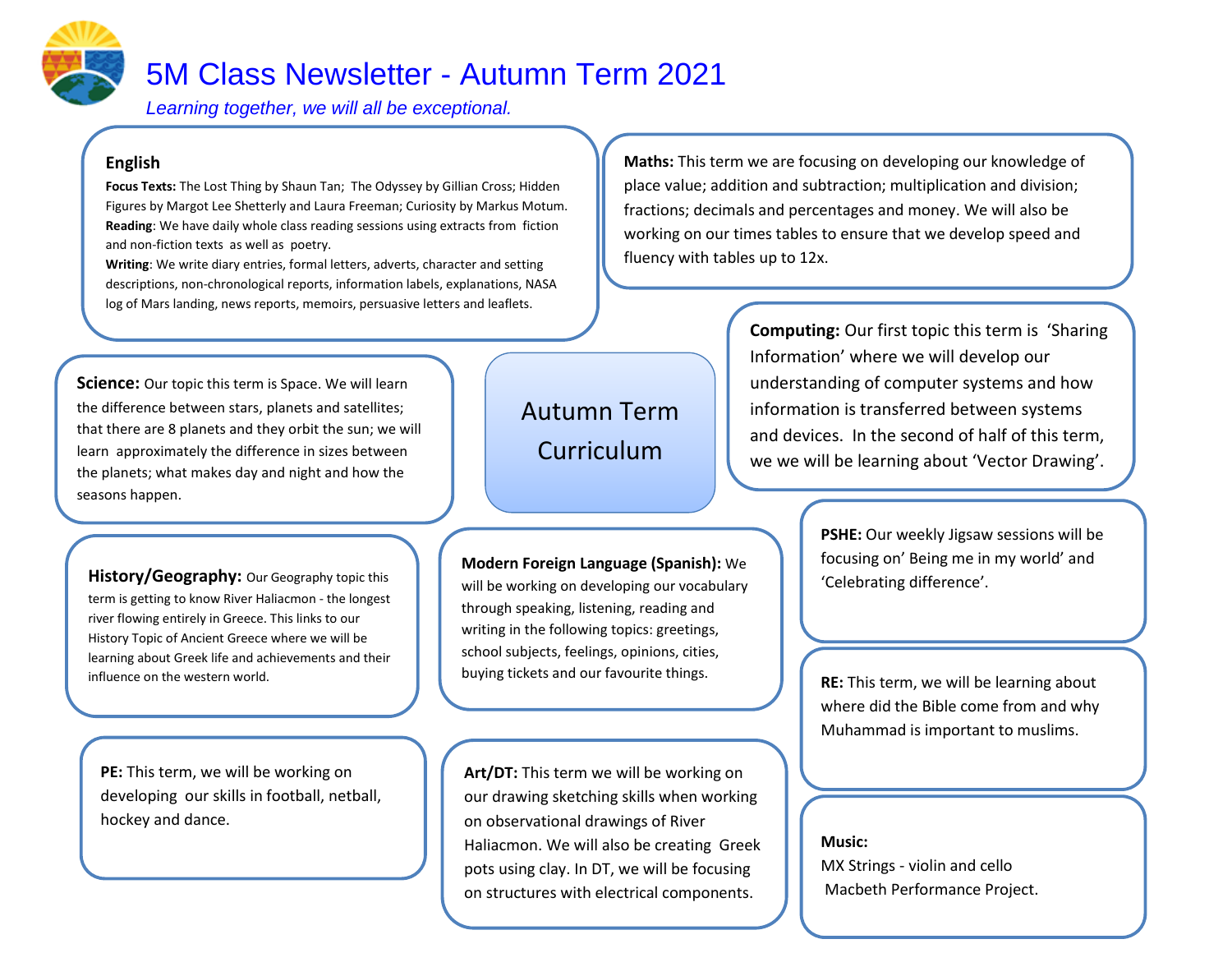# 5M Class Newsletter - Autumn Term 2021

*Learning together, we will all be exceptional.*

## Autumn Term Curriculum

### English

**Focus Texts:** The Lost Thing by Shaun Tan; The Odyssey by Gillian Cross; Hidden Figures by Margot Lee Shetterly and Laura Freeman; Curiosity by Markus Motum.

**Reading**: We have daily whole class reading sessions using extracts from fiction and non-fiction texts as well as poetry.

**Writing**: We write diary entries, formal letters, adverts, character and setting descriptions, non-chronological reports, information labels, explanations, NASA log of Mars landing, news reports, memoirs, persuasive letters and leaflets.

**Maths:** This term we are focusing on developing our knowledge of place value; addition and subtraction; multiplication and division; fractions; decimals and percentages and money. We will also be working on our times tables to ensure that we develop speed and fluency with tables up to 12x.

**Computing:** Our first topic this term is 'Sharing Information' where we will develop our understanding of computer systems and how information is transferred between systems and devices. In the second of half of this term, we we will be learning about 'Vector Drawing'.

**Science:** Our topic this term is Space. We will learn the difference between stars, planets and satellites; that there are 8 planets and they orbit the sun; we will learn approximately the difference in sizes between the planets; what makes day and night and how the seasons happen.

**History/Geography:** Our Geography topic this term is getting to know River Haliacmon - the longest river flowing entirely in Greece. This links to our History Topic of Ancient Greece where we will be learning about Greek life and achievements and their influence on the western world.

**Modern Foreign Language (Spanish):** We will be working on developing our vocabulary through speaking, listening, reading and writing in the following topics: greetings, school subjects, feelings, opinions, cities, buying tickets and our favourite things.

**PSHE:** Our weekly Jigsaw sessions will be focusing on' Being me in my world' and 'Celebrating difference'.

**RE:** This term, we will be learning about where did the Bible come from and why Muhammad is important to muslims.

**PE:** This term, we will be working on developing our skills in football, netball, hockey and dance.

**Art/DT:** This term we will be working on our drawing sketching skills when working on observational drawings of River Haliacmon. We will also be creating Greek pots using clay. In DT, we will be focusing on structures with electrical components.

**Music:**
MX Strings - violin and cello
Macbeth Performance Project.